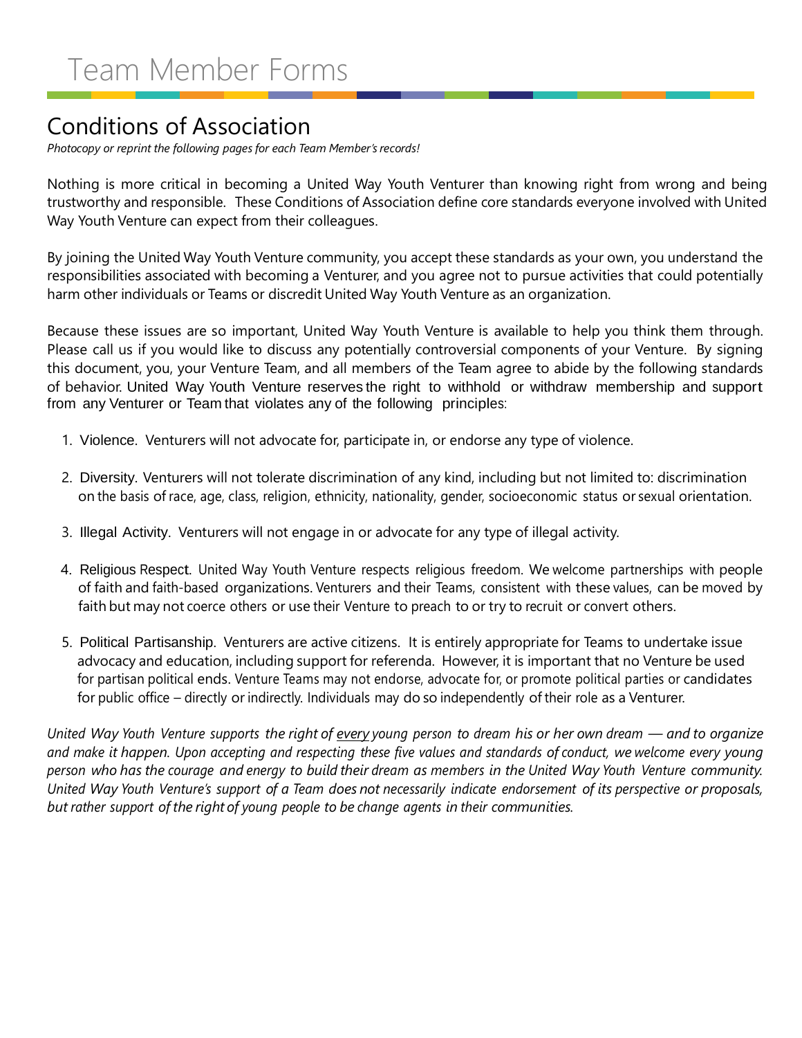# Team Member Forms

## Conditions of Association

*Photocopy or reprint the following pages for each Team Member's records!*

Nothing is more critical in becoming a United Way Youth Venturer than knowing right from wrong and being trustworthy and responsible. These Conditions of Association define core standards everyone involved with United Way Youth Venture can expect from their colleagues.

By joining the United Way Youth Venture community, you accept these standards as your own, you understand the responsibilities associated with becoming a Venturer, and you agree not to pursue activities that could potentially harm other individuals or Teams or discredit United Way Youth Venture as an organization.

Because these issues are so important, United Way Youth Venture is available to help you think them through. Please call us if you would like to discuss any potentially controversial components of your Venture. By signing this document, you, your Venture Team, and all members of the Team agree to abide by the following standards of behavior. United Way Youth Venture reserves the right to withhold or withdraw membership and support from any Venturer or Team that violates any of the following principles:

1. Violence. Venturers will not advocate for, participate in, or endorse any type of violence.

2. Diversity. Venturers will not tolerate discrimination of any kind, including but not limited to: discrimination on the basis of race, age, class, religion, ethnicity, nationality, gender, socioeconomic status or sexual orientation.

3. Illegal Activity. Venturers will not engage in or advocate for any type of illegal activity.

4. Religious Respect. United Way Youth Venture respects religious freedom. We welcome partnerships with people of faith and faith-based organizations. Venturers and their Teams, consistent with these values, can be moved by faith but may not coerce others or use their Venture to preach to or try to recruit or convert others.

5. Political Partisanship. Venturers are active citizens. It is entirely appropriate for Teams to undertake issue advocacy and education, including support for referenda. However, it is important that no Venture be used for partisan political ends. Venture Teams may not endorse, advocate for, or promote political parties or candidates for public office – directly or indirectly. Individuals may do so independently of their role as a Venturer.

*United Way Youth Venture supports the right of <u>every</u> young person to dream his or her own dream — and to organize and make it happen. Upon accepting and respecting these five values and standards of conduct, we welcome every young person who has the courage and energy to build their dream as members in the United Way Youth Venture community. United Way Youth Venture's support of a Team does not necessarily indicate endorsement of its perspective or proposals, but rather support of the right of young people to be change agents in their communities.*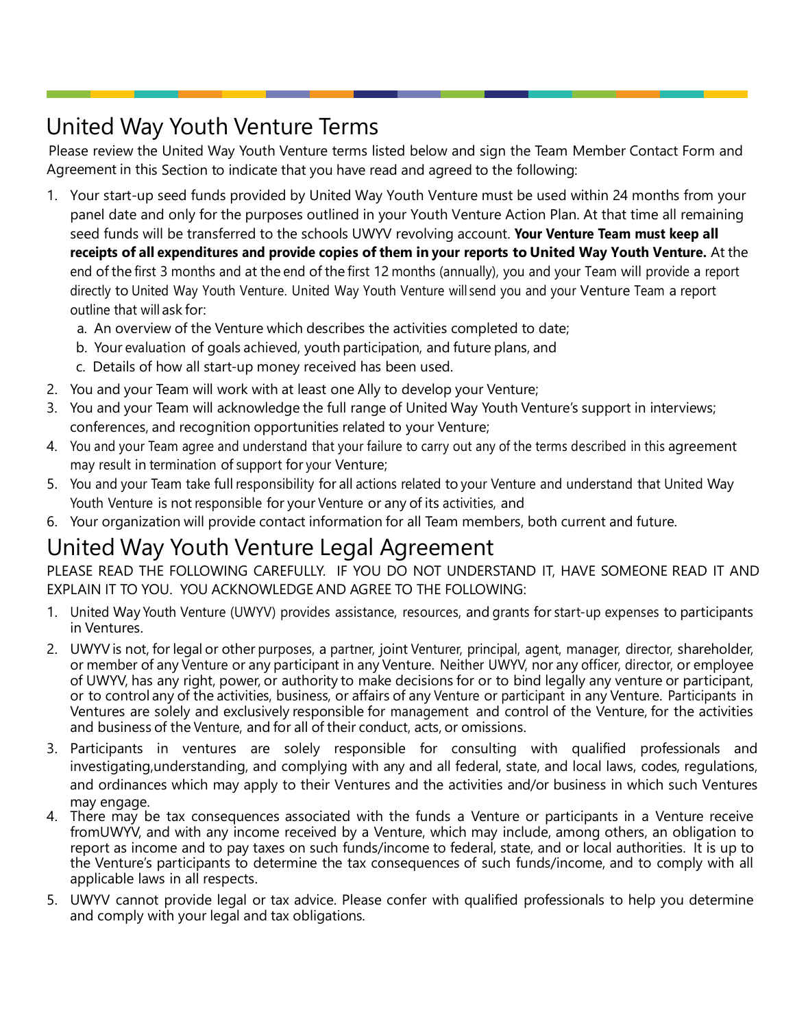## United Way Youth Venture Terms

Please review the United Way Youth Venture terms listed below and sign the Team Member Contact Form and Agreement in this Section to indicate that you have read and agreed to the following:

1. Your start-up seed funds provided by United Way Youth Venture must be used within 24 months from your panel date and only for the purposes outlined in your Youth Venture Action Plan. At that time all remaining seed funds will be transferred to the schools UWYV revolving account. **Your Venture Team must keep all receipts of all expenditures and provide copies of them in your reports to United Way Youth Venture.** At the end of the first 3 months and at the end of the first 12 months (annually), you and your Team will provide a report directly to United Way Youth Venture. United Way Youth Venture will send you and your Venture Team a report outline that will ask for:
   a. An overview of the Venture which describes the activities completed to date;
   b. Your evaluation of goals achieved, youth participation, and future plans, and
   c. Details of how all start-up money received has been used.
2. You and your Team will work with at least one Ally to develop your Venture;
3. You and your Team will acknowledge the full range of United Way Youth Venture's support in interviews; conferences, and recognition opportunities related to your Venture;
4. You and your Team agree and understand that your failure to carry out any of the terms described in this agreement may result in termination of support for your Venture;
5. You and your Team take full responsibility for all actions related to your Venture and understand that United Way Youth Venture is not responsible for your Venture or any of its activities, and
6. Your organization will provide contact information for all Team members, both current and future.

## United Way Youth Venture Legal Agreement

PLEASE READ THE FOLLOWING CAREFULLY. IF YOU DO NOT UNDERSTAND IT, HAVE SOMEONE READ IT AND EXPLAIN IT TO YOU. YOU ACKNOWLEDGE AND AGREE TO THE FOLLOWING:

1. United Way Youth Venture (UWYV) provides assistance, resources, and grants for start-up expenses to participants in Ventures.
2. UWYV is not, for legal or other purposes, a partner, joint Venturer, principal, agent, manager, director, shareholder, or member of any Venture or any participant in any Venture. Neither UWYV, nor any officer, director, or employee of UWYV, has any right, power, or authority to make decisions for or to bind legally any venture or participant, or to control any of the activities, business, or affairs of any Venture or participant in any Venture. Participants in Ventures are solely and exclusively responsible for management and control of the Venture, for the activities and business of the Venture, and for all of their conduct, acts, or omissions.
3. Participants in ventures are solely responsible for consulting with qualified professionals and investigating,understanding, and complying with any and all federal, state, and local laws, codes, regulations, and ordinances which may apply to their Ventures and the activities and/or business in which such Ventures may engage.
4. There may be tax consequences associated with the funds a Venture or participants in a Venture receive fromUWYV, and with any income received by a Venture, which may include, among others, an obligation to report as income and to pay taxes on such funds/income to federal, state, and or local authorities. It is up to the Venture's participants to determine the tax consequences of such funds/income, and to comply with all applicable laws in all respects.
5. UWYV cannot provide legal or tax advice. Please confer with qualified professionals to help you determine and comply with your legal and tax obligations.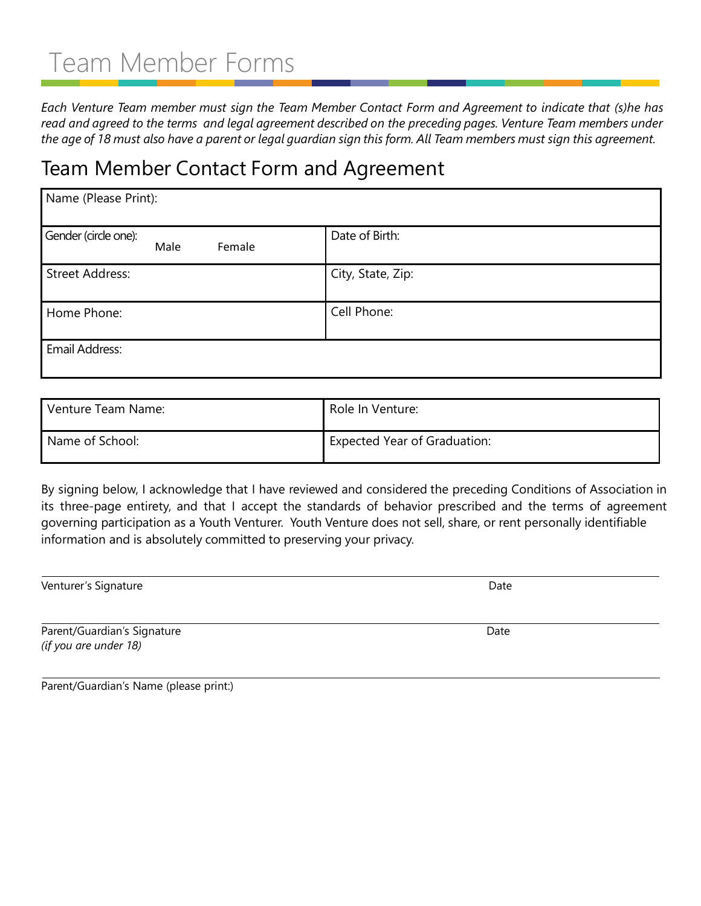# Team Member Forms

*Each Venture Team member must sign the Team Member Contact Form and Agreement to indicate that (s)he has read and agreed to the terms and legal agreement described on the preceding pages. Venture Team members under the age of 18 must also have a parent or legal guardian sign this form. All Team members must sign this agreement.*

## Team Member Contact Form and Agreement

| Name (Please Print): | |
|---|---|
| Gender (circle one): Male Female | Date of Birth: |
| Street Address: | City, State, Zip: |
| Home Phone: | Cell Phone: |
| Email Address: | |

| Venture Team Name: | Role In Venture: |
|---|---|
| Name of School: | Expected Year of Graduation: |

By signing below, I acknowledge that I have reviewed and considered the preceding Conditions of Association in its three-page entirety, and that I accept the standards of behavior prescribed and the terms of agreement governing participation as a Youth Venturer. Youth Venture does not sell, share, or rent personally identifiable information and is absolutely committed to preserving your privacy.

Venturer's Signature Date

Parent/Guardian's Signature Date
*(if you are under 18)*

Parent/Guardian's Name (please print:)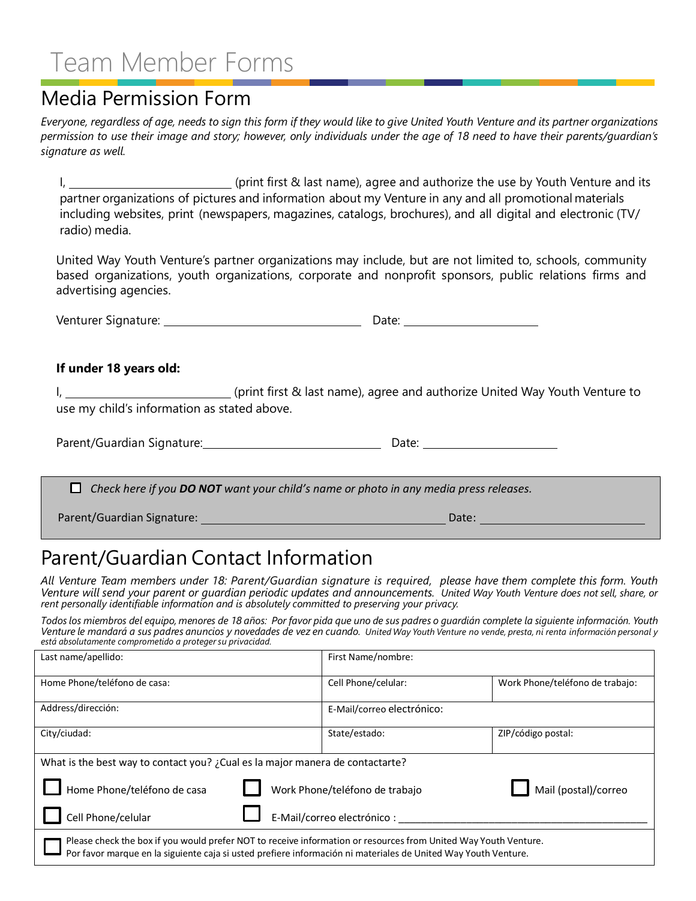# Team Member Forms

## Media Permission Form

*Everyone, regardless of age, needs to sign this form if they would like to give United Youth Venture and its partner organizations permission to use their image and story; however, only individuals under the age of 18 need to have their parents/guardian's signature as well.*

I, ___________________________ (print first & last name), agree and authorize the use by Youth Venture and its partner organizations of pictures and information about my Venture in any and all promotional materials including websites, print (newspapers, magazines, catalogs, brochures), and all digital and electronic (TV/ radio) media.

United Way Youth Venture's partner organizations may include, but are not limited to, schools, community based organizations, youth organizations, corporate and nonprofit sponsors, public relations firms and advertising agencies.

Venturer Signature: _________________________________ Date: ______________________

**If under 18 years old:**

I, ___________________________ (print first & last name), agree and authorize United Way Youth Venture to use my child's information as stated above.

Parent/Guardian Signature: ______________________________ Date: ______________________

☐ *Check here if you **DO NOT** want your child's name or photo in any media press releases.*

Parent/Guardian Signature: ________________________________________ Date: ____________________________

## Parent/Guardian Contact Information

*All Venture Team members under 18: Parent/Guardian signature is required, please have them complete this form. Youth Venture will send your parent or guardian periodic updates and announcements. United Way Youth Venture does not sell, share, or rent personally identifiable information and is absolutely committed to preserving your privacy.*

*Todos los miembros del equipo, menores de 18 años: Por favor pida que uno de sus padres o guardián complete la siguiente información. Youth Venture le mandará a sus padres anuncios y novedades de vez en cuando. United Way Youth Venture no vende, presta, ni renta información personal y está absolutamente comprometido a proteger su privacidad.*

| | | |
|---|---|---|
| Last name/apellido: | First Name/nombre: | |
| Home Phone/teléfono de casa: | Cell Phone/celular: | Work Phone/teléfono de trabajo: |
| Address/dirección: | E-Mail/correo electrónico: | |
| City/ciudad: | State/estado: | ZIP/código postal: |

What is the best way to contact you? ¿Cual es la major manera de contactarte?

☐ Home Phone/teléfono de casa ☐ Work Phone/teléfono de trabajo ☐ Mail (postal)/correo

☐ Cell Phone/celular ☐ E-Mail/correo electrónico : ____________________________________________

☐ Please check the box if you would prefer NOT to receive information or resources from United Way Youth Venture.
Por favor marque en la siguiente caja si usted prefiere información ni materiales de United Way Youth Venture.